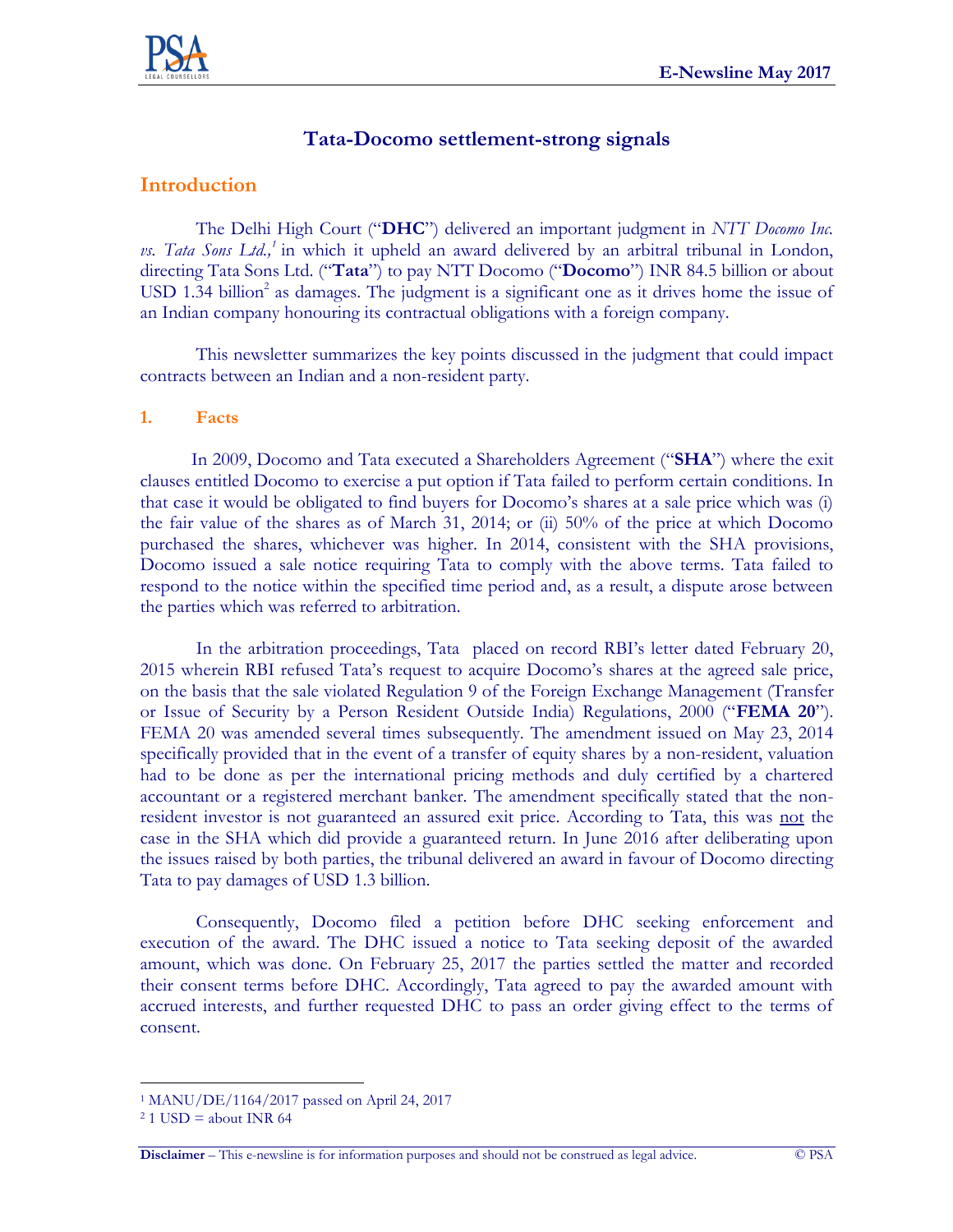# Tata-Docomo settlement-strong signals

## Introduction

The Delhi High Court ("**DHC**") delivered an important judgment in *NTT Docomo Inc. vs. Tata Sons Ltd.,*[1] in which it upheld an award delivered by an arbitral tribunal in London, directing Tata Sons Ltd. ("**Tata**") to pay NTT Docomo ("**Docomo**") INR 84.5 billion or about USD 1.34 billion[2] as damages. The judgment is a significant one as it drives home the issue of an Indian company honouring its contractual obligations with a foreign company.

This newsletter summarizes the key points discussed in the judgment that could impact contracts between an Indian and a non-resident party.

### 1. Facts

In 2009, Docomo and Tata executed a Shareholders Agreement ("**SHA**") where the exit clauses entitled Docomo to exercise a put option if Tata failed to perform certain conditions. In that case it would be obligated to find buyers for Docomo's shares at a sale price which was (i) the fair value of the shares as of March 31, 2014; or (ii) 50% of the price at which Docomo purchased the shares, whichever was higher. In 2014, consistent with the SHA provisions, Docomo issued a sale notice requiring Tata to comply with the above terms. Tata failed to respond to the notice within the specified time period and, as a result, a dispute arose between the parties which was referred to arbitration.

In the arbitration proceedings, Tata placed on record RBI's letter dated February 20, 2015 wherein RBI refused Tata's request to acquire Docomo's shares at the agreed sale price, on the basis that the sale violated Regulation 9 of the Foreign Exchange Management (Transfer or Issue of Security by a Person Resident Outside India) Regulations, 2000 ("**FEMA 20**"). FEMA 20 was amended several times subsequently. The amendment issued on May 23, 2014 specifically provided that in the event of a transfer of equity shares by a non-resident, valuation had to be done as per the international pricing methods and duly certified by a chartered accountant or a registered merchant banker. The amendment specifically stated that the non-resident investor is not guaranteed an assured exit price. According to Tata, this was <u>not</u> the case in the SHA which did provide a guaranteed return. In June 2016 after deliberating upon the issues raised by both parties, the tribunal delivered an award in favour of Docomo directing Tata to pay damages of USD 1.3 billion.

Consequently, Docomo filed a petition before DHC seeking enforcement and execution of the award. The DHC issued a notice to Tata seeking deposit of the awarded amount, which was done. On February 25, 2017 the parties settled the matter and recorded their consent terms before DHC. Accordingly, Tata agreed to pay the awarded amount with accrued interests, and further requested DHC to pass an order giving effect to the terms of consent.

---

[1] MANU/DE/1164/2017 passed on April 24, 2017

[2] 1 USD = about INR 64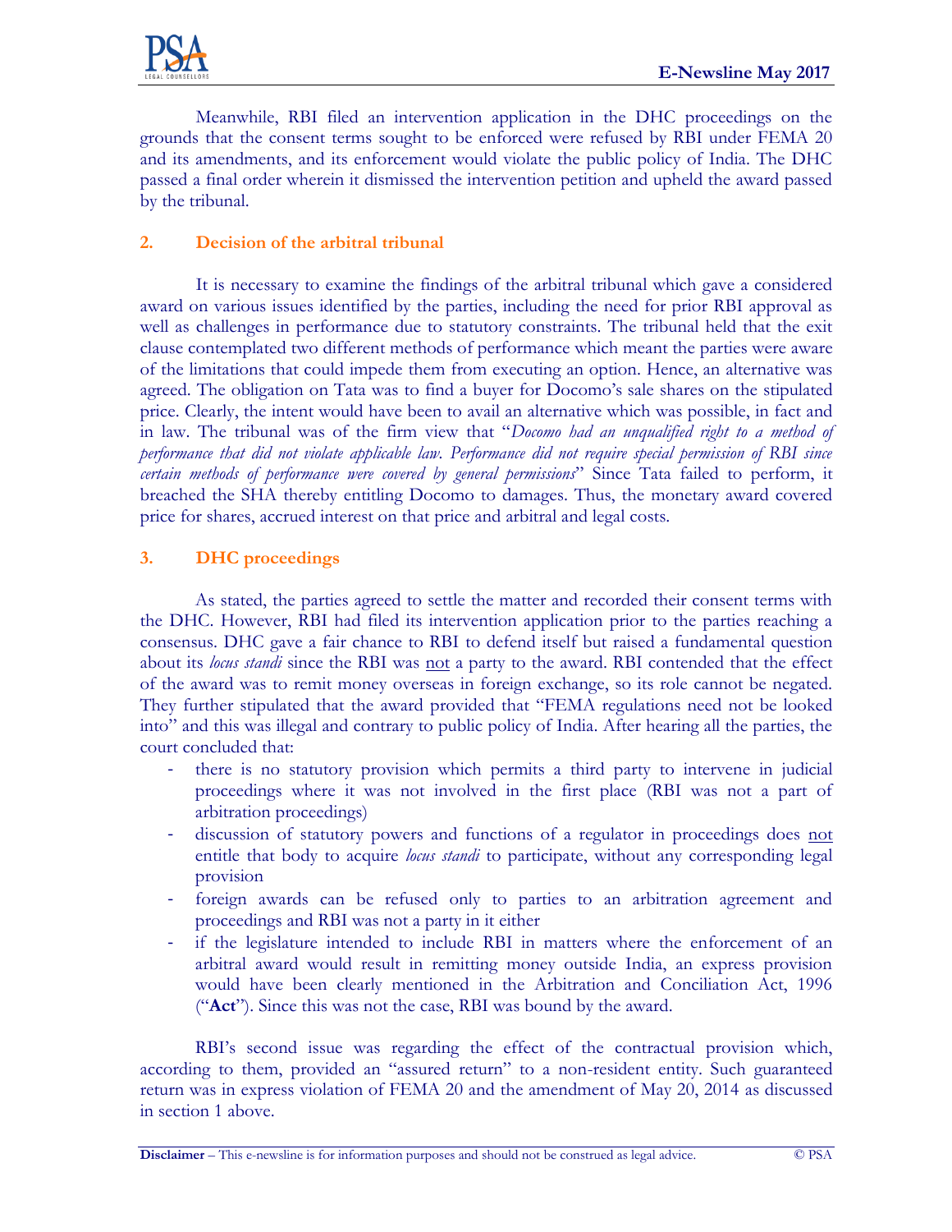Meanwhile, RBI filed an intervention application in the DHC proceedings on the grounds that the consent terms sought to be enforced were refused by RBI under FEMA 20 and its amendments, and its enforcement would violate the public policy of India. The DHC passed a final order wherein it dismissed the intervention petition and upheld the award passed by the tribunal.

## 2. Decision of the arbitral tribunal

It is necessary to examine the findings of the arbitral tribunal which gave a considered award on various issues identified by the parties, including the need for prior RBI approval as well as challenges in performance due to statutory constraints. The tribunal held that the exit clause contemplated two different methods of performance which meant the parties were aware of the limitations that could impede them from executing an option. Hence, an alternative was agreed. The obligation on Tata was to find a buyer for Docomo's sale shares on the stipulated price. Clearly, the intent would have been to avail an alternative which was possible, in fact and in law. The tribunal was of the firm view that "*Docomo had an unqualified right to a method of performance that did not violate applicable law. Performance did not require special permission of RBI since certain methods of performance were covered by general permissions*" Since Tata failed to perform, it breached the SHA thereby entitling Docomo to damages. Thus, the monetary award covered price for shares, accrued interest on that price and arbitral and legal costs.

## 3. DHC proceedings

As stated, the parties agreed to settle the matter and recorded their consent terms with the DHC. However, RBI had filed its intervention application prior to the parties reaching a consensus. DHC gave a fair chance to RBI to defend itself but raised a fundamental question about its *locus standi* since the RBI was <u>not</u> a party to the award. RBI contended that the effect of the award was to remit money overseas in foreign exchange, so its role cannot be negated. They further stipulated that the award provided that "FEMA regulations need not be looked into" and this was illegal and contrary to public policy of India. After hearing all the parties, the court concluded that:

- there is no statutory provision which permits a third party to intervene in judicial proceedings where it was not involved in the first place (RBI was not a part of arbitration proceedings)
- discussion of statutory powers and functions of a regulator in proceedings does <u>not</u> entitle that body to acquire *locus standi* to participate, without any corresponding legal provision
- foreign awards can be refused only to parties to an arbitration agreement and proceedings and RBI was not a party in it either
- if the legislature intended to include RBI in matters where the enforcement of an arbitral award would result in remitting money outside India, an express provision would have been clearly mentioned in the Arbitration and Conciliation Act, 1996 ("**Act**"). Since this was not the case, RBI was bound by the award.

RBI's second issue was regarding the effect of the contractual provision which, according to them, provided an "assured return" to a non-resident entity. Such guaranteed return was in express violation of FEMA 20 and the amendment of May 20, 2014 as discussed in section 1 above.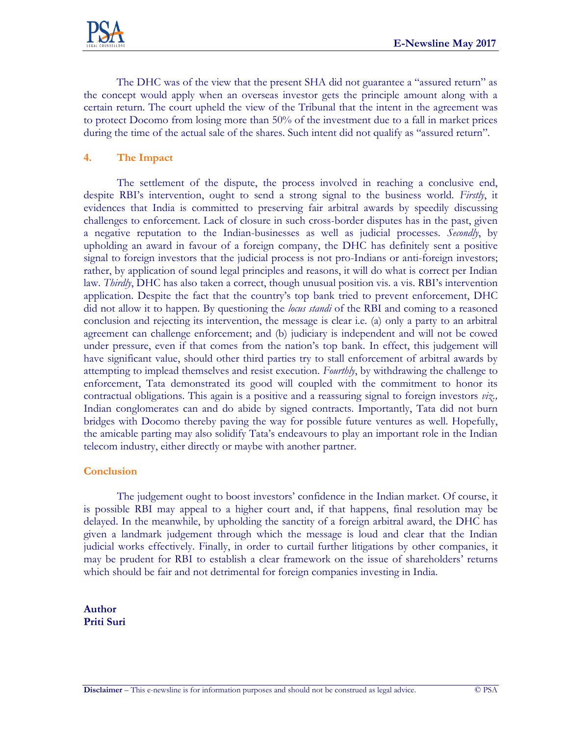The DHC was of the view that the present SHA did not guarantee a "assured return" as the concept would apply when an overseas investor gets the principle amount along with a certain return. The court upheld the view of the Tribunal that the intent in the agreement was to protect Docomo from losing more than 50% of the investment due to a fall in market prices during the time of the actual sale of the shares. Such intent did not qualify as "assured return".

## 4. The Impact

The settlement of the dispute, the process involved in reaching a conclusive end, despite RBI's intervention, ought to send a strong signal to the business world. *Firstly*, it evidences that India is committed to preserving fair arbitral awards by speedily discussing challenges to enforcement. Lack of closure in such cross-border disputes has in the past, given a negative reputation to the Indian-businesses as well as judicial processes. *Secondly*, by upholding an award in favour of a foreign company, the DHC has definitely sent a positive signal to foreign investors that the judicial process is not pro-Indians or anti-foreign investors; rather, by application of sound legal principles and reasons, it will do what is correct per Indian law. *Thirdly*, DHC has also taken a correct, though unusual position vis. a vis. RBI's intervention application. Despite the fact that the country's top bank tried to prevent enforcement, DHC did not allow it to happen. By questioning the *locus standi* of the RBI and coming to a reasoned conclusion and rejecting its intervention, the message is clear i.e. (a) only a party to an arbitral agreement can challenge enforcement; and (b) judiciary is independent and will not be cowed under pressure, even if that comes from the nation's top bank. In effect, this judgement will have significant value, should other third parties try to stall enforcement of arbitral awards by attempting to implead themselves and resist execution. *Fourthly*, by withdrawing the challenge to enforcement, Tata demonstrated its good will coupled with the commitment to honor its contractual obligations. This again is a positive and a reassuring signal to foreign investors *viz.,* Indian conglomerates can and do abide by signed contracts. Importantly, Tata did not burn bridges with Docomo thereby paving the way for possible future ventures as well. Hopefully, the amicable parting may also solidify Tata's endeavours to play an important role in the Indian telecom industry, either directly or maybe with another partner.

## Conclusion

The judgement ought to boost investors' confidence in the Indian market. Of course, it is possible RBI may appeal to a higher court and, if that happens, final resolution may be delayed. In the meanwhile, by upholding the sanctity of a foreign arbitral award, the DHC has given a landmark judgement through which the message is loud and clear that the Indian judicial works effectively. Finally, in order to curtail further litigations by other companies, it may be prudent for RBI to establish a clear framework on the issue of shareholders' returns which should be fair and not detrimental for foreign companies investing in India.

**Author**
**Priti Suri**

**Disclaimer** – This e-newsline is for information purposes and should not be construed as legal advice. © PSA